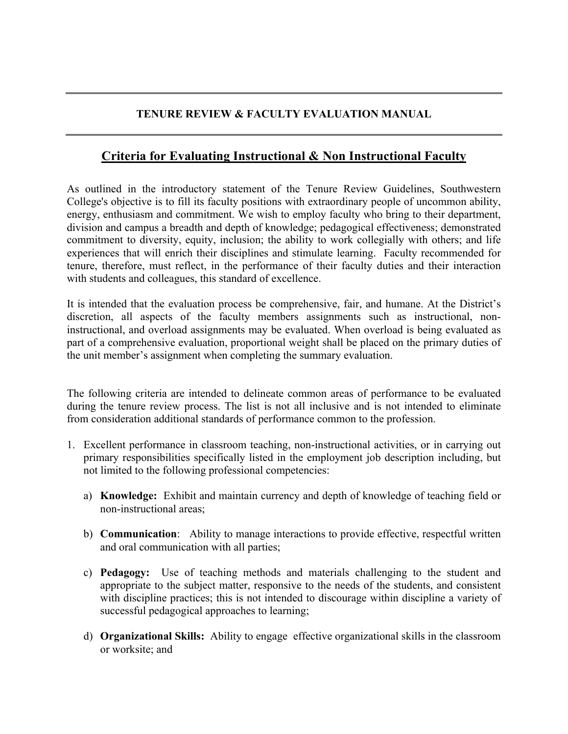# TENURE REVIEW & FACULTY EVALUATION MANUAL

## Criteria for Evaluating Instructional & Non Instructional Faculty

As outlined in the introductory statement of the Tenure Review Guidelines, Southwestern College's objective is to fill its faculty positions with extraordinary people of uncommon ability, energy, enthusiasm and commitment. We wish to employ faculty who bring to their department, division and campus a breadth and depth of knowledge; pedagogical effectiveness; demonstrated commitment to diversity, equity, inclusion; the ability to work collegially with others; and life experiences that will enrich their disciplines and stimulate learning. Faculty recommended for tenure, therefore, must reflect, in the performance of their faculty duties and their interaction with students and colleagues, this standard of excellence.

It is intended that the evaluation process be comprehensive, fair, and humane. At the District's discretion, all aspects of the faculty members assignments such as instructional, non-instructional, and overload assignments may be evaluated. When overload is being evaluated as part of a comprehensive evaluation, proportional weight shall be placed on the primary duties of the unit member's assignment when completing the summary evaluation.

The following criteria are intended to delineate common areas of performance to be evaluated during the tenure review process. The list is not all inclusive and is not intended to eliminate from consideration additional standards of performance common to the profession.

1. Excellent performance in classroom teaching, non-instructional activities, or in carrying out primary responsibilities specifically listed in the employment job description including, but not limited to the following professional competencies:

   a) **Knowledge:** Exhibit and maintain currency and depth of knowledge of teaching field or non-instructional areas;

   b) **Communication**: Ability to manage interactions to provide effective, respectful written and oral communication with all parties;

   c) **Pedagogy:** Use of teaching methods and materials challenging to the student and appropriate to the subject matter, responsive to the needs of the students, and consistent with discipline practices; this is not intended to discourage within discipline a variety of successful pedagogical approaches to learning;

   d) **Organizational Skills:** Ability to engage effective organizational skills in the classroom or worksite; and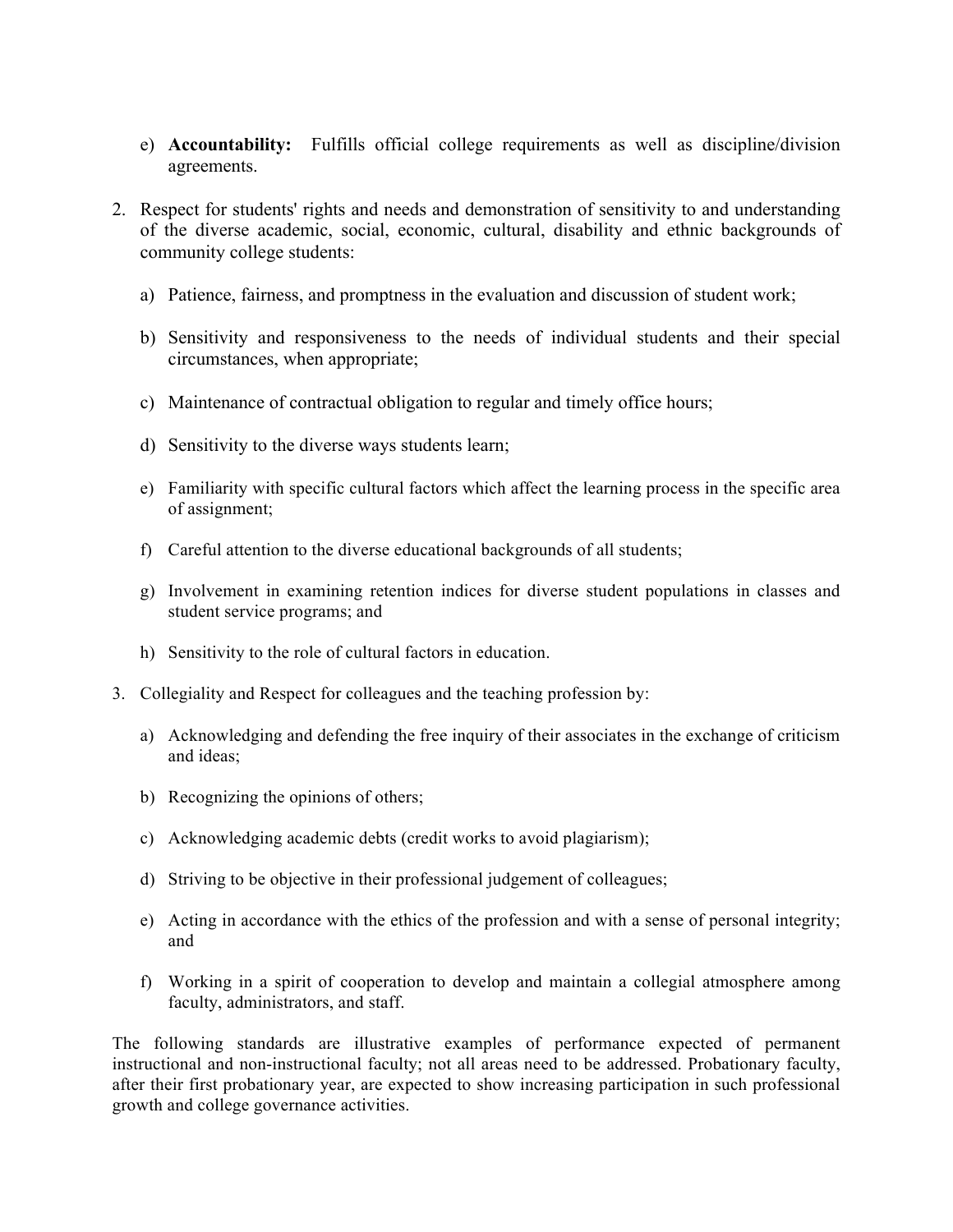e) **Accountability:** Fulfills official college requirements as well as discipline/division agreements.

2. Respect for students' rights and needs and demonstration of sensitivity to and understanding of the diverse academic, social, economic, cultural, disability and ethnic backgrounds of community college students:

   a) Patience, fairness, and promptness in the evaluation and discussion of student work;

   b) Sensitivity and responsiveness to the needs of individual students and their special circumstances, when appropriate;

   c) Maintenance of contractual obligation to regular and timely office hours;

   d) Sensitivity to the diverse ways students learn;

   e) Familiarity with specific cultural factors which affect the learning process in the specific area of assignment;

   f) Careful attention to the diverse educational backgrounds of all students;

   g) Involvement in examining retention indices for diverse student populations in classes and student service programs; and

   h) Sensitivity to the role of cultural factors in education.

3. Collegiality and Respect for colleagues and the teaching profession by:

   a) Acknowledging and defending the free inquiry of their associates in the exchange of criticism and ideas;

   b) Recognizing the opinions of others;

   c) Acknowledging academic debts (credit works to avoid plagiarism);

   d) Striving to be objective in their professional judgement of colleagues;

   e) Acting in accordance with the ethics of the profession and with a sense of personal integrity; and

   f) Working in a spirit of cooperation to develop and maintain a collegial atmosphere among faculty, administrators, and staff.

The following standards are illustrative examples of performance expected of permanent instructional and non-instructional faculty; not all areas need to be addressed. Probationary faculty, after their first probationary year, are expected to show increasing participation in such professional growth and college governance activities.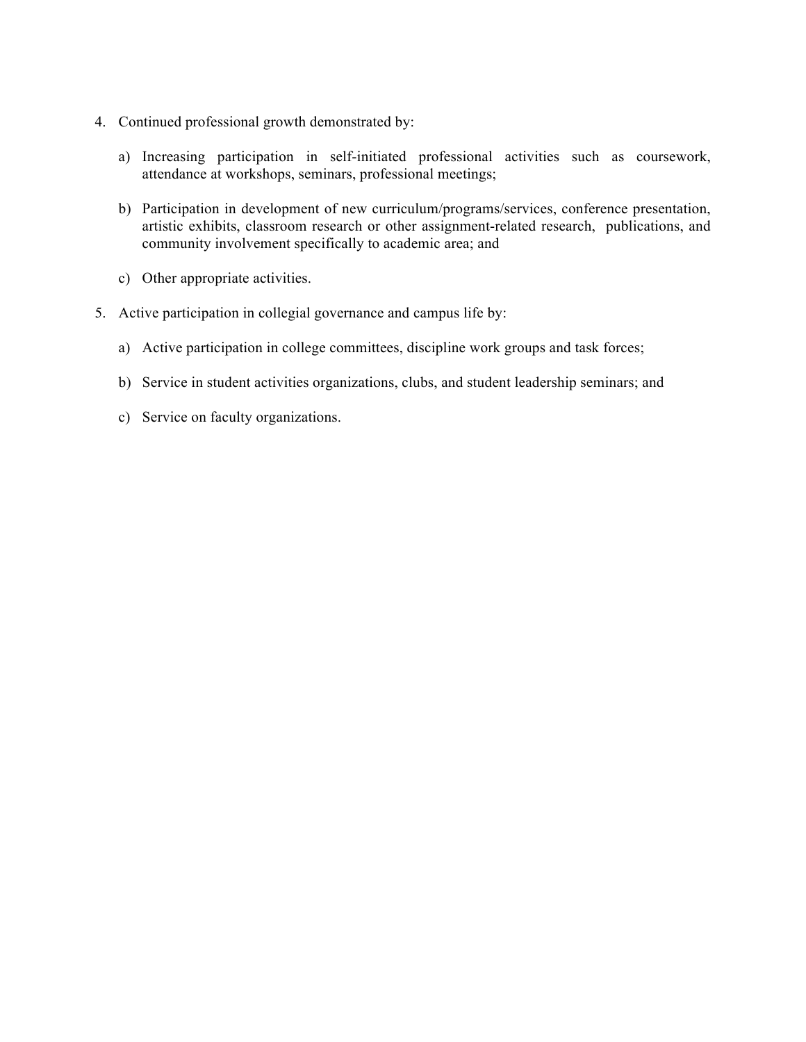4. Continued professional growth demonstrated by:

   a) Increasing participation in self-initiated professional activities such as coursework, attendance at workshops, seminars, professional meetings;

   b) Participation in development of new curriculum/programs/services, conference presentation, artistic exhibits, classroom research or other assignment-related research, publications, and community involvement specifically to academic area; and

   c) Other appropriate activities.

5. Active participation in collegial governance and campus life by:

   a) Active participation in college committees, discipline work groups and task forces;

   b) Service in student activities organizations, clubs, and student leadership seminars; and

   c) Service on faculty organizations.